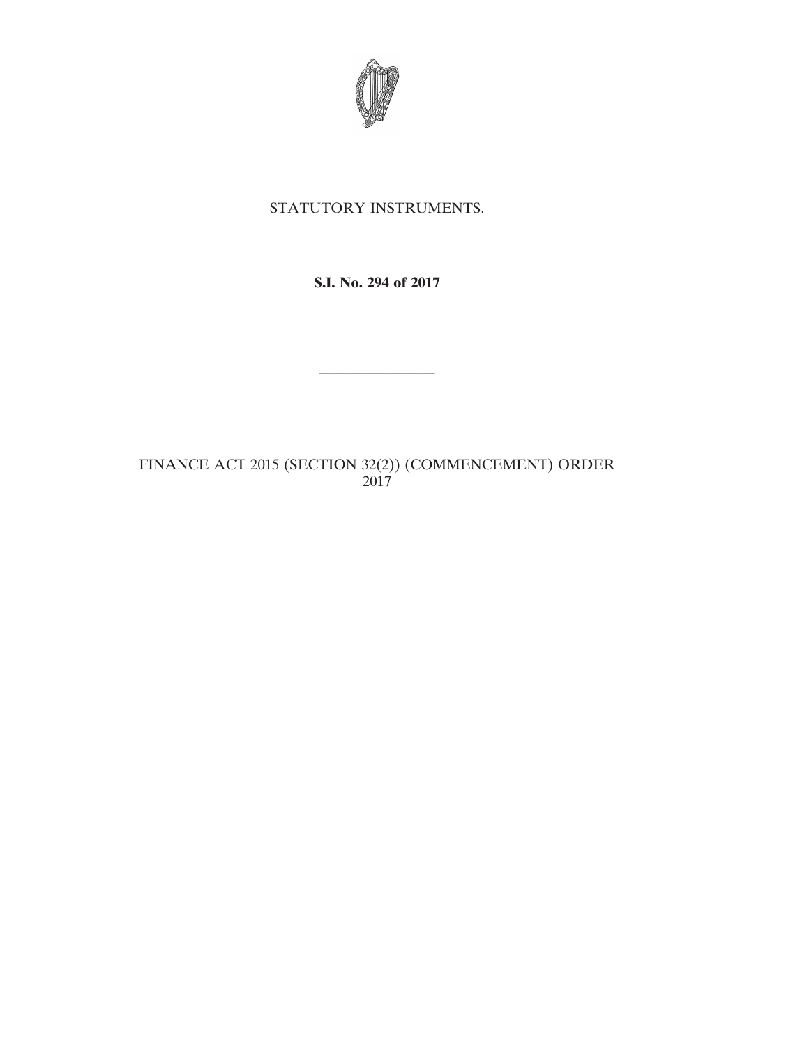STATUTORY INSTRUMENTS.

**S.I. No. 294 of 2017**

---

FINANCE ACT 2015 (SECTION 32(2)) (COMMENCEMENT) ORDER 2017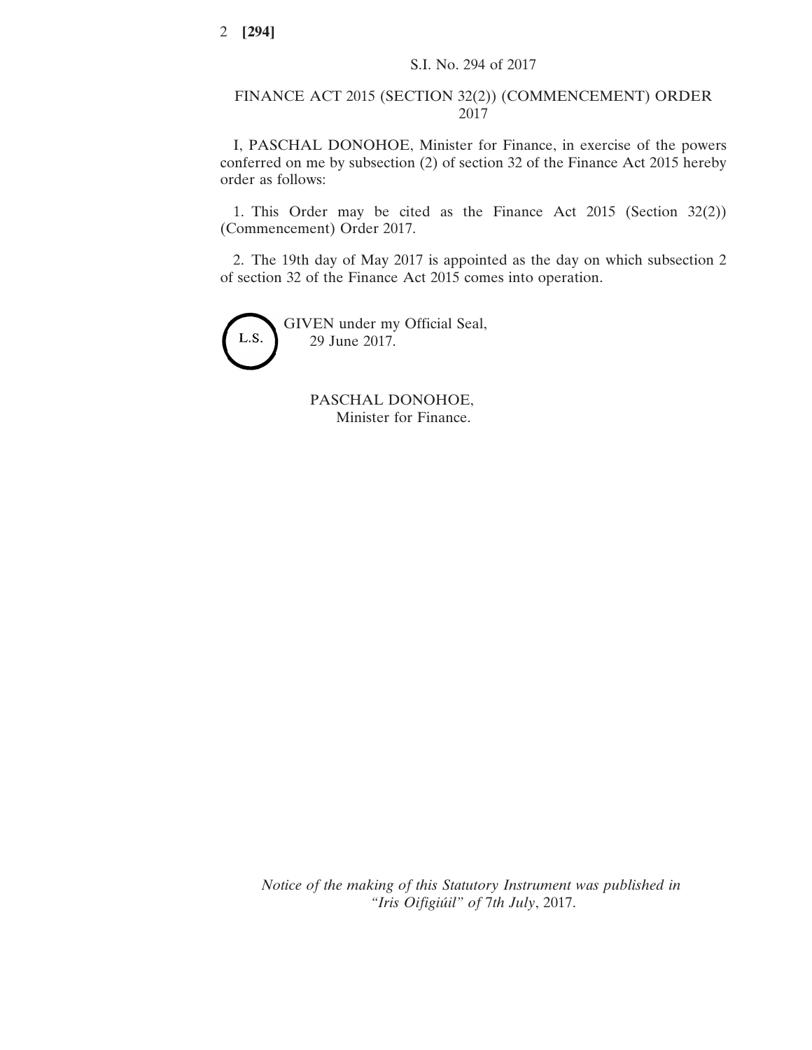S.I. No. 294 of 2017

# FINANCE ACT 2015 (SECTION 32(2)) (COMMENCEMENT) ORDER 2017

I, PASCHAL DONOHOE, Minister for Finance, in exercise of the powers conferred on me by subsection (2) of section 32 of the Finance Act 2015 hereby order as follows:

1. This Order may be cited as the Finance Act 2015 (Section 32(2)) (Commencement) Order 2017.

2. The 19th day of May 2017 is appointed as the day on which subsection 2 of section 32 of the Finance Act 2015 comes into operation.

L.S.

GIVEN under my Official Seal,
29 June 2017.

PASCHAL DONOHOE,
Minister for Finance.

*Notice of the making of this Statutory Instrument was published in "Iris Oifigiúil" of 7th July*, 2017.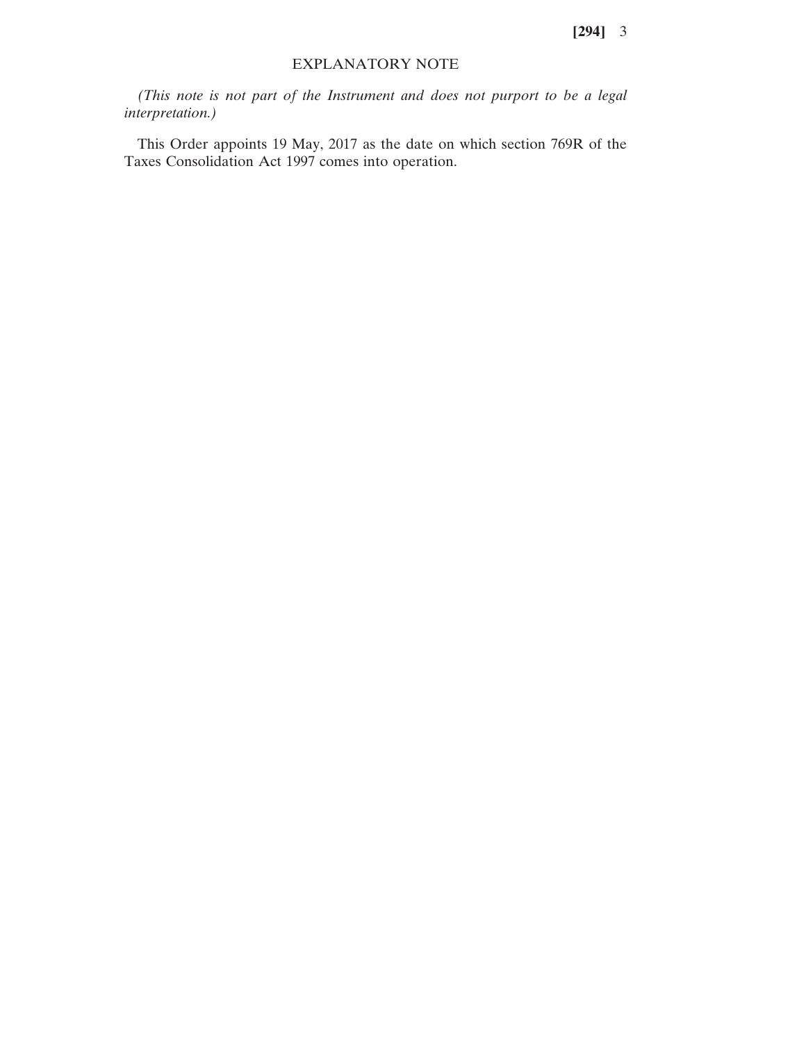## EXPLANATORY NOTE

*(This note is not part of the Instrument and does not purport to be a legal interpretation.)*

This Order appoints 19 May, 2017 as the date on which section 769R of the Taxes Consolidation Act 1997 comes into operation.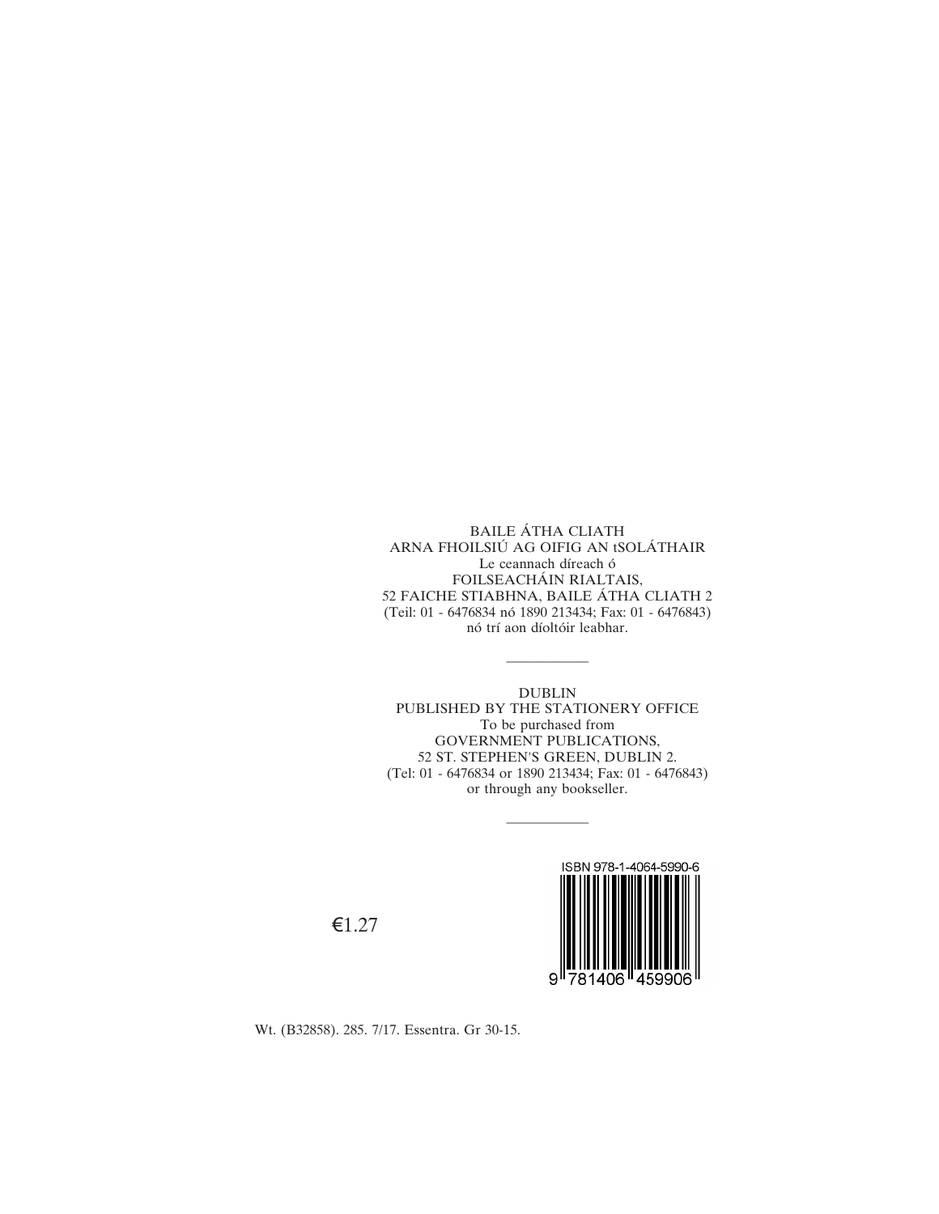BAILE ÁTHA CLIATH
ARNA FHOILSIÚ AG OIFIG AN tSOLÁTHAIR
Le ceannach díreach ó
FOILSEACHÁIN RIALTAIS,
52 FAICHE STIABHNA, BAILE ÁTHA CLIATH 2
(Teil: 01 - 6476834 nó 1890 213434; Fax: 01 - 6476843)
nó trí aon díoltóir leabhar.

---

DUBLIN
PUBLISHED BY THE STATIONERY OFFICE
To be purchased from
GOVERNMENT PUBLICATIONS,
52 ST. STEPHEN'S GREEN, DUBLIN 2.
(Tel: 01 - 6476834 or 1890 213434; Fax: 01 - 6476843)
or through any bookseller.

---

ISBN 978-1-4064-5990-6

9 781406 459906

€1.27

Wt. (B32858). 285. 7/17. Essentra. Gr 30-15.